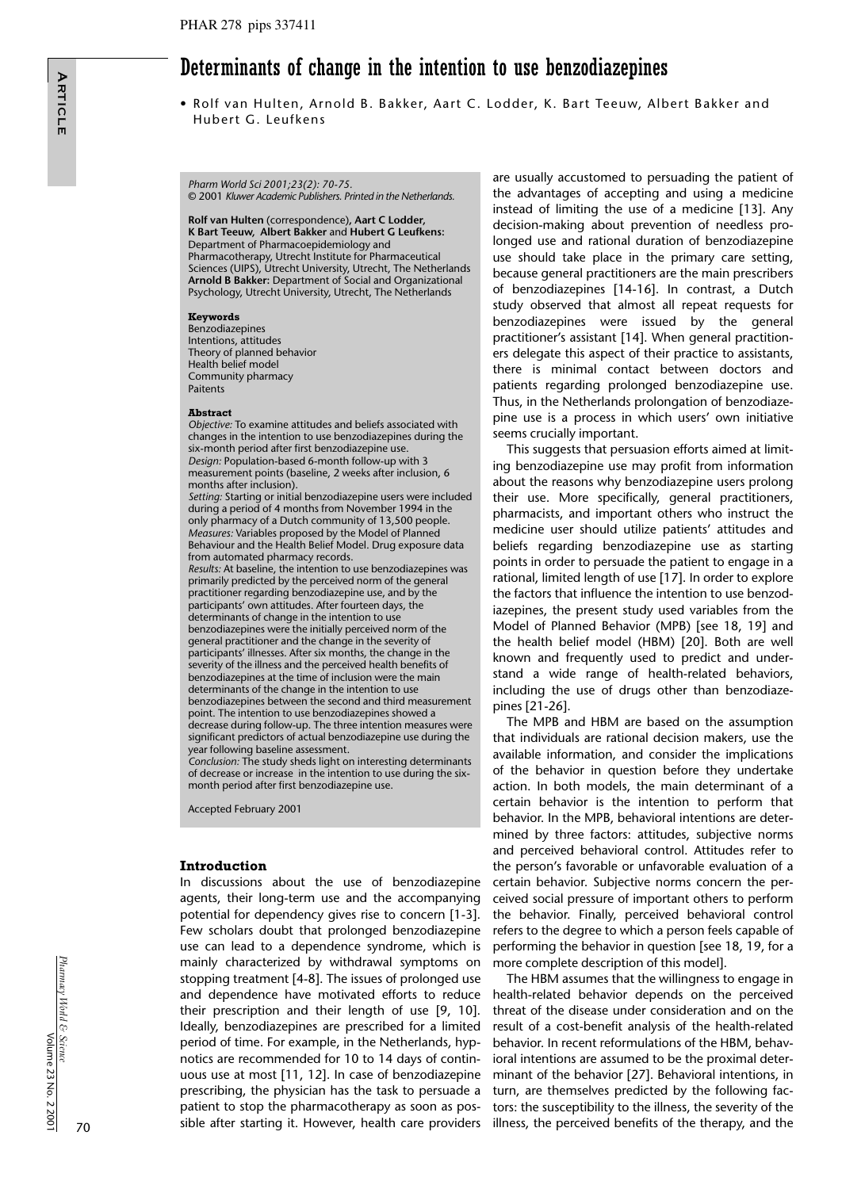# Determinants of change in the intention to use benzodiazepines

• Rolf van Hulten, Arnold B. Bakker, Aart C. Lodder, K. Bart Teeuw, Albert Bakker and Hubert G. Leufkens

*Pharm World Sci 2001;23(2): 70-75.*
© 2001 *Kluwer Academic Publishers. Printed in the Netherlands.*

**Rolf van Hulten** (correspondence), **Aart C Lodder, K Bart Teeuw, Albert Bakker** and **Hubert G Leufkens:** Department of Pharmacoepidemiology and Pharmacotherapy, Utrecht Institute for Pharmaceutical Sciences (UIPS), Utrecht University, Utrecht, The Netherlands
**Arnold B Bakker:** Department of Social and Organizational Psychology, Utrecht University, Utrecht, The Netherlands

**Keywords**
Benzodiazepines
Intentions, attitudes
Theory of planned behavior
Health belief model
Community pharmacy
Paitents

**Abstract**
*Objective:* To examine attitudes and beliefs associated with changes in the intention to use benzodiazepines during the six-month period after first benzodiazepine use.
*Design:* Population-based 6-month follow-up with 3 measurement points (baseline, 2 weeks after inclusion, 6 months after inclusion).
*Setting:* Starting or initial benzodiazepine users were included during a period of 4 months from November 1994 in the only pharmacy of a Dutch community of 13,500 people.
*Measures:* Variables proposed by the Model of Planned Behaviour and the Health Belief Model. Drug exposure data from automated pharmacy records.
*Results:* At baseline, the intention to use benzodiazepines was primarily predicted by the perceived norm of the general practitioner regarding benzodiazepine use, and by the participants' own attitudes. After fourteen days, the determinants of change in the intention to use benzodiazepines were the initially perceived norm of the general practitioner and the change in the severity of participants' illnesses. After six months, the change in the severity of the illness and the perceived health benefits of benzodiazepines at the time of inclusion were the main determinants of the change in the intention to use benzodiazepines between the second and third measurement point. The intention to use benzodiazepines showed a decrease during follow-up. The three intention measures were significant predictors of actual benzodiazepine use during the year following baseline assessment.
*Conclusion:* The study sheds light on interesting determinants of decrease or increase in the intention to use during the six-month period after first benzodiazepine use.

Accepted February 2001

## Introduction

In discussions about the use of benzodiazepine agents, their long-term use and the accompanying potential for dependency gives rise to concern [1-3]. Few scholars doubt that prolonged benzodiazepine use can lead to a dependence syndrome, which is mainly characterized by withdrawal symptoms on stopping treatment [4-8]. The issues of prolonged use and dependence have motivated efforts to reduce their prescription and their length of use [9, 10]. Ideally, benzodiazepines are prescribed for a limited period of time. For example, in the Netherlands, hypnotics are recommended for 10 to 14 days of continuous use at most [11, 12]. In case of benzodiazepine prescribing, the physician has the task to persuade a patient to stop the pharmacotherapy as soon as possible after starting it. However, health care providers are usually accustomed to persuading the patient of the advantages of accepting and using a medicine instead of limiting the use of a medicine [13]. Any decision-making about prevention of needless prolonged use and rational duration of benzodiazepine use should take place in the primary care setting, because general practitioners are the main prescribers of benzodiazepines [14-16]. In contrast, a Dutch study observed that almost all repeat requests for benzodiazepines were issued by the general practitioner's assistant [14]. When general practitioners delegate this aspect of their practice to assistants, there is minimal contact between doctors and patients regarding prolonged benzodiazepine use. Thus, in the Netherlands prolongation of benzodiazepine use is a process in which users' own initiative seems crucially important.

This suggests that persuasion efforts aimed at limiting benzodiazepine use may profit from information about the reasons why benzodiazepine users prolong their use. More specifically, general practitioners, pharmacists, and important others who instruct the medicine user should utilize patients' attitudes and beliefs regarding benzodiazepine use as starting points in order to persuade the patient to engage in a rational, limited length of use [17]. In order to explore the factors that influence the intention to use benzodiazepines, the present study used variables from the Model of Planned Behavior (MPB) [see 18, 19] and the health belief model (HBM) [20]. Both are well known and frequently used to predict and understand a wide range of health-related behaviors, including the use of drugs other than benzodiazepines [21-26].

The MPB and HBM are based on the assumption that individuals are rational decision makers, use the available information, and consider the implications of the behavior in question before they undertake action. In both models, the main determinant of a certain behavior is the intention to perform that behavior. In the MPB, behavioral intentions are determined by three factors: attitudes, subjective norms and perceived behavioral control. Attitudes refer to the person's favorable or unfavorable evaluation of a certain behavior. Subjective norms concern the perceived social pressure of important others to perform the behavior. Finally, perceived behavioral control refers to the degree to which a person feels capable of performing the behavior in question [see 18, 19, for a more complete description of this model].

The HBM assumes that the willingness to engage in health-related behavior depends on the perceived threat of the disease under consideration and on the result of a cost-benefit analysis of the health-related behavior. In recent reformulations of the HBM, behavioral intentions are assumed to be the proximal determinant of the behavior [27]. Behavioral intentions, in turn, are themselves predicted by the following factors: the susceptibility to the illness, the severity of the illness, the perceived benefits of the therapy, and the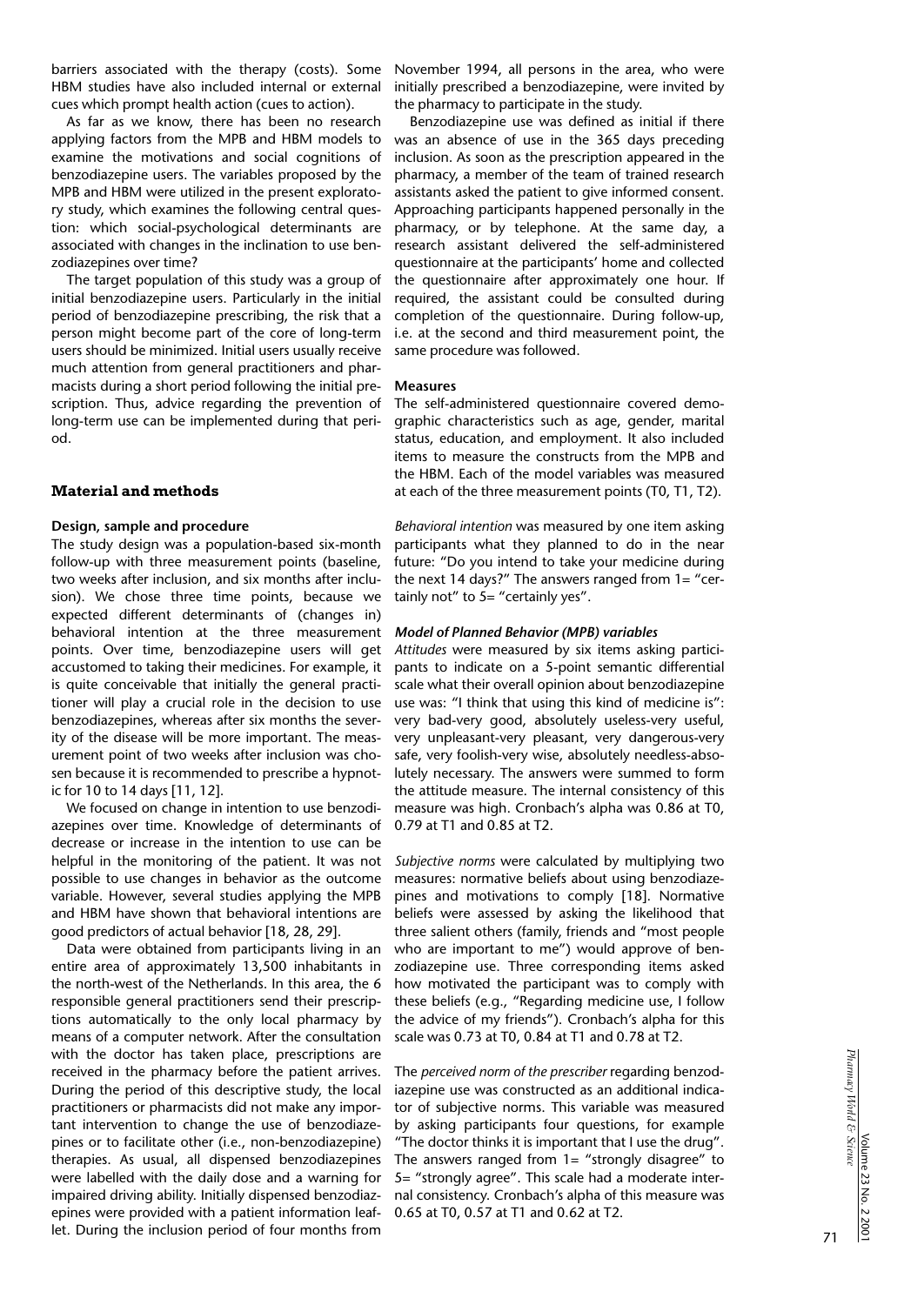barriers associated with the therapy (costs). Some HBM studies have also included internal or external cues which prompt health action (cues to action).

As far as we know, there has been no research applying factors from the MPB and HBM models to examine the motivations and social cognitions of benzodiazepine users. The variables proposed by the MPB and HBM were utilized in the present exploratory study, which examines the following central question: which social-psychological determinants are associated with changes in the inclination to use benzodiazepines over time?

The target population of this study was a group of initial benzodiazepine users. Particularly in the initial period of benzodiazepine prescribing, the risk that a person might become part of the core of long-term users should be minimized. Initial users usually receive much attention from general practitioners and pharmacists during a short period following the initial prescription. Thus, advice regarding the prevention of long-term use can be implemented during that period.

## Material and methods

### Design, sample and procedure

The study design was a population-based six-month follow-up with three measurement points (baseline, two weeks after inclusion, and six months after inclusion). We chose three time points, because we expected different determinants of (changes in) behavioral intention at the three measurement points. Over time, benzodiazepine users will get accustomed to taking their medicines. For example, it is quite conceivable that initially the general practitioner will play a crucial role in the decision to use benzodiazepines, whereas after six months the severity of the disease will be more important. The measurement point of two weeks after inclusion was chosen because it is recommended to prescribe a hypnotic for 10 to 14 days [11, 12].

We focused on change in intention to use benzodiazepines over time. Knowledge of determinants of decrease or increase in the intention to use can be helpful in the monitoring of the patient. It was not possible to use changes in behavior as the outcome variable. However, several studies applying the MPB and HBM have shown that behavioral intentions are good predictors of actual behavior [18, 28, 29].

Data were obtained from participants living in an entire area of approximately 13,500 inhabitants in the north-west of the Netherlands. In this area, the 6 responsible general practitioners send their prescriptions automatically to the only local pharmacy by means of a computer network. After the consultation with the doctor has taken place, prescriptions are received in the pharmacy before the patient arrives. During the period of this descriptive study, the local practitioners or pharmacists did not make any important intervention to change the use of benzodiazepines or to facilitate other (i.e., non-benzodiazepine) therapies. As usual, all dispensed benzodiazepines were labelled with the daily dose and a warning for impaired driving ability. Initially dispensed benzodiazepines were provided with a patient information leaflet. During the inclusion period of four months from November 1994, all persons in the area, who were initially prescribed a benzodiazepine, were invited by the pharmacy to participate in the study.

Benzodiazepine use was defined as initial if there was an absence of use in the 365 days preceding inclusion. As soon as the prescription appeared in the pharmacy, a member of the team of trained research assistants asked the patient to give informed consent. Approaching participants happened personally in the pharmacy, or by telephone. At the same day, a research assistant delivered the self-administered questionnaire at the participants' home and collected the questionnaire after approximately one hour. If required, the assistant could be consulted during completion of the questionnaire. During follow-up, i.e. at the second and third measurement point, the same procedure was followed.

### Measures

The self-administered questionnaire covered demographic characteristics such as age, gender, marital status, education, and employment. It also included items to measure the constructs from the MPB and the HBM. Each of the model variables was measured at each of the three measurement points (T0, T1, T2).

*Behavioral intention* was measured by one item asking participants what they planned to do in the near future: "Do you intend to take your medicine during the next 14 days?" The answers ranged from 1= "certainly not" to 5= "certainly yes".

#### *Model of Planned Behavior (MPB) variables*

*Attitudes* were measured by six items asking participants to indicate on a 5-point semantic differential scale what their overall opinion about benzodiazepine use was: "I think that using this kind of medicine is": very bad-very good, absolutely useless-very useful, very unpleasant-very pleasant, very dangerous-very safe, very foolish-very wise, absolutely needless-absolutely necessary. The answers were summed to form the attitude measure. The internal consistency of this measure was high. Cronbach's alpha was 0.86 at T0, 0.79 at T1 and 0.85 at T2.

*Subjective norms* were calculated by multiplying two measures: normative beliefs about using benzodiazepines and motivations to comply [18]. Normative beliefs were assessed by asking the likelihood that three salient others (family, friends and "most people who are important to me") would approve of benzodiazepine use. Three corresponding items asked how motivated the participant was to comply with these beliefs (e.g., "Regarding medicine use, I follow the advice of my friends"). Cronbach's alpha for this scale was 0.73 at T0, 0.84 at T1 and 0.78 at T2.

The *perceived norm of the prescriber* regarding benzodiazepine use was constructed as an additional indicator of subjective norms. This variable was measured by asking participants four questions, for example "The doctor thinks it is important that I use the drug". The answers ranged from 1= "strongly disagree" to 5= "strongly agree". This scale had a moderate internal consistency. Cronbach's alpha of this measure was 0.65 at T0, 0.57 at T1 and 0.62 at T2.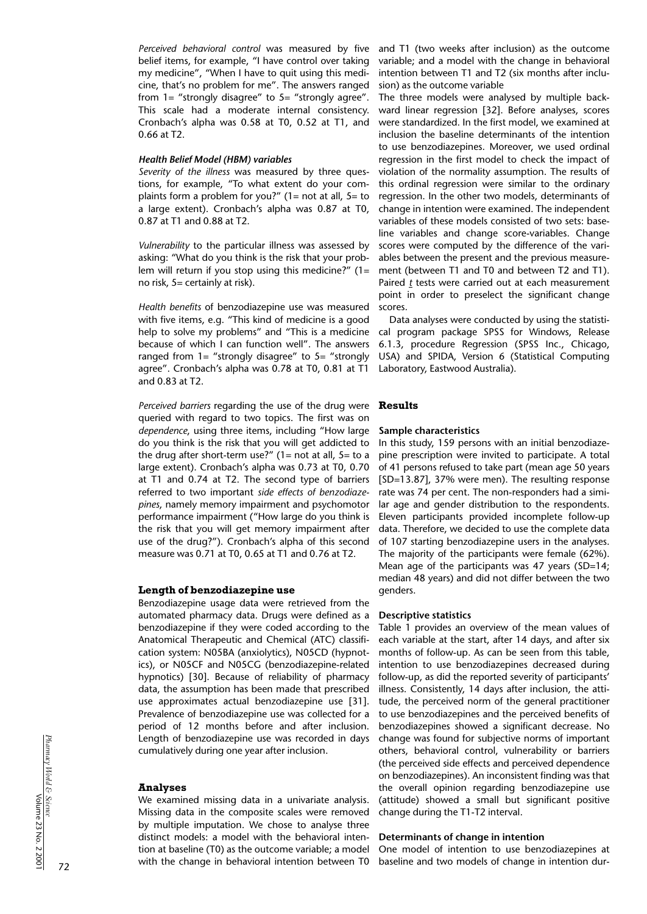*Perceived behavioral control* was measured by five belief items, for example, "I have control over taking my medicine", "When I have to quit using this medicine, that's no problem for me". The answers ranged from 1= "strongly disagree" to 5= "strongly agree". This scale had a moderate internal consistency. Cronbach's alpha was 0.58 at T0, 0.52 at T1, and 0.66 at T2.

#### Health Belief Model (HBM) variables

*Severity of the illness* was measured by three questions, for example, "To what extent do your complaints form a problem for you?" (1= not at all, 5= to a large extent). Cronbach's alpha was 0.87 at T0, 0.87 at T1 and 0.88 at T2.

*Vulnerability* to the particular illness was assessed by asking: "What do you think is the risk that your problem will return if you stop using this medicine?" (1= no risk, 5= certainly at risk).

*Health benefits* of benzodiazepine use was measured with five items, e.g. "This kind of medicine is a good help to solve my problems" and "This is a medicine because of which I can function well". The answers ranged from 1= "strongly disagree" to 5= "strongly agree". Cronbach's alpha was 0.78 at T0, 0.81 at T1 and 0.83 at T2.

*Perceived barriers* regarding the use of the drug were queried with regard to two topics. The first was on *dependence*, using three items, including "How large do you think is the risk that you will get addicted to the drug after short-term use?" (1= not at all, 5= to a large extent). Cronbach's alpha was 0.73 at T0, 0.70 at T1 and 0.74 at T2. The second type of barriers referred to two important *side effects of benzodiazepines*, namely memory impairment and psychomotor performance impairment ("How large do you think is the risk that you will get memory impairment after use of the drug?"). Cronbach's alpha of this second measure was 0.71 at T0, 0.65 at T1 and 0.76 at T2.

### Length of benzodiazepine use

Benzodiazepine usage data were retrieved from the automated pharmacy data. Drugs were defined as a benzodiazepine if they were coded according to the Anatomical Therapeutic and Chemical (ATC) classification system: N05BA (anxiolytics), N05CD (hypnotics), or N05CF and N05CG (benzodiazepine-related hypnotics) [30]. Because of reliability of pharmacy data, the assumption has been made that prescribed use approximates actual benzodiazepine use [31]. Prevalence of benzodiazepine use was collected for a period of 12 months before and after inclusion. Length of benzodiazepine use was recorded in days cumulatively during one year after inclusion.

### Analyses

We examined missing data in a univariate analysis. Missing data in the composite scales were removed by multiple imputation. We chose to analyse three distinct models: a model with the behavioral intention at baseline (T0) as the outcome variable; a model with the change in behavioral intention between T0 and T1 (two weeks after inclusion) as the outcome variable; and a model with the change in behavioral intention between T1 and T2 (six months after inclusion) as the outcome variable

The three models were analysed by multiple backward linear regression [32]. Before analyses, scores were standardized. In the first model, we examined at inclusion the baseline determinants of the intention to use benzodiazepines. Moreover, we used ordinal regression in the first model to check the impact of violation of the normality assumption. The results of this ordinal regression were similar to the ordinary regression. In the other two models, determinants of change in intention were examined. The independent variables of these models consisted of two sets: baseline variables and change score-variables. Change scores were computed by the difference of the variables between the present and the previous measurement (between T1 and T0 and between T2 and T1). Paired *t* tests were carried out at each measurement point in order to preselect the significant change scores.

Data analyses were conducted by using the statistical program package SPSS for Windows, Release 6.1.3, procedure Regression (SPSS Inc., Chicago, USA) and SPIDA, Version 6 (Statistical Computing Laboratory, Eastwood Australia).

## Results

#### Sample characteristics

In this study, 159 persons with an initial benzodiazepine prescription were invited to participate. A total of 41 persons refused to take part (mean age 50 years [SD=13.87], 37% were men). The resulting response rate was 74 per cent. The non-responders had a similar age and gender distribution to the respondents. Eleven participants provided incomplete follow-up data. Therefore, we decided to use the complete data of 107 starting benzodiazepine users in the analyses. The majority of the participants were female (62%). Mean age of the participants was 47 years (SD=14; median 48 years) and did not differ between the two genders.

#### Descriptive statistics

Table 1 provides an overview of the mean values of each variable at the start, after 14 days, and after six months of follow-up. As can be seen from this table, intention to use benzodiazepines decreased during follow-up, as did the reported severity of participants' illness. Consistently, 14 days after inclusion, the attitude, the perceived norm of the general practitioner to use benzodiazepines and the perceived benefits of benzodiazepines showed a significant decrease. No change was found for subjective norms of important others, behavioral control, vulnerability or barriers (the perceived side effects and perceived dependence on benzodiazepines). An inconsistent finding was that the overall opinion regarding benzodiazepine use (attitude) showed a small but significant positive change during the T1-T2 interval.

#### Determinants of change in intention

One model of intention to use benzodiazepines at baseline and two models of change in intention dur-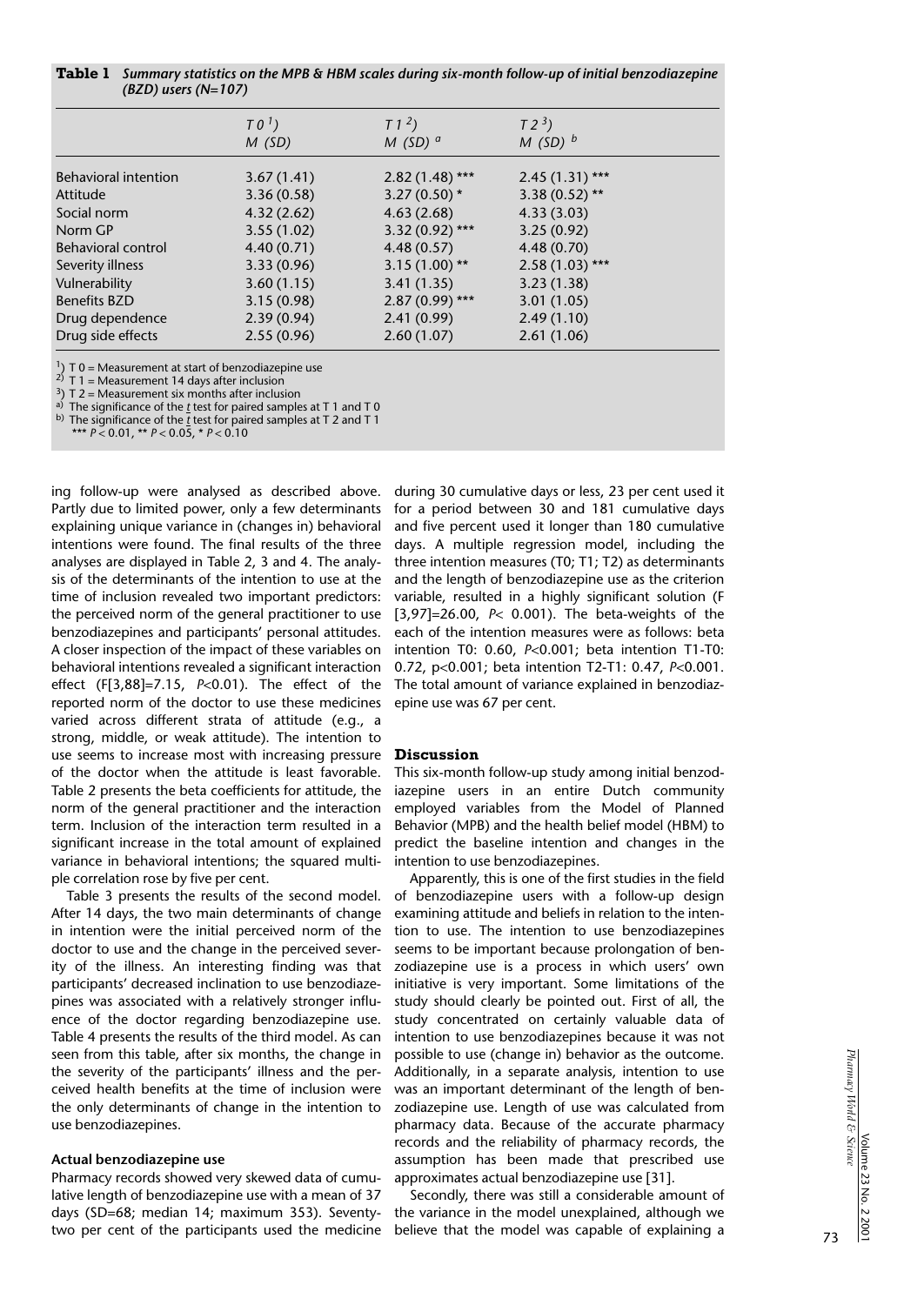**Table 1** *Summary statistics on the MPB & HBM scales during six-month follow-up of initial benzodiazepine (BZD) users (N=107)*

| | *T 0* [1]) *M (SD)* | *T 1* [2]) *M (SD)* [a] | *T 2* [3]) *M (SD)* [b] |
|---|---|---|---|
| Behavioral intention | 3.67 (1.41) | 2.82 (1.48) *** | 2.45 (1.31) *** |
| Attitude | 3.36 (0.58) | 3.27 (0.50) * | 3.38 (0.52) ** |
| Social norm | 4.32 (2.62) | 4.63 (2.68) | 4.33 (3.03) |
| Norm GP | 3.55 (1.02) | 3.32 (0.92) *** | 3.25 (0.92) |
| Behavioral control | 4.40 (0.71) | 4.48 (0.57) | 4.48 (0.70) |
| Severity illness | 3.33 (0.96) | 3.15 (1.00) ** | 2.58 (1.03) *** |
| Vulnerability | 3.60 (1.15) | 3.41 (1.35) | 3.23 (1.38) |
| Benefits BZD | 3.15 (0.98) | 2.87 (0.99) *** | 3.01 (1.05) |
| Drug dependence | 2.39 (0.94) | 2.41 (0.99) | 2.49 (1.10) |
| Drug side effects | 2.55 (0.96) | 2.60 (1.07) | 2.61 (1.06) |

[1]) T 0 = Measurement at start of benzodiazepine use
[2]) T 1 = Measurement 14 days after inclusion
[3]) T 2 = Measurement six months after inclusion
[a]) The significance of the *t* test for paired samples at T 1 and T 0
[b]) The significance of the *t* test for paired samples at T 2 and T 1
\*** $P < 0.01$, ** $P < 0.05$, * $P < 0.10$

ing follow-up were analysed as described above. Partly due to limited power, only a few determinants explaining unique variance in (changes in) behavioral intentions were found. The final results of the three analyses are displayed in Table 2, 3 and 4. The analysis of the determinants of the intention to use at the time of inclusion revealed two important predictors: the perceived norm of the general practitioner to use benzodiazepines and participants' personal attitudes. A closer inspection of the impact of these variables on behavioral intentions revealed a significant interaction effect ($F[3,88]=7.15$, $P<0.01$). The effect of the reported norm of the doctor to use these medicines varied across different strata of attitude (e.g., a strong, middle, or weak attitude). The intention to use seems to increase most with increasing pressure of the doctor when the attitude is least favorable. Table 2 presents the beta coefficients for attitude, the norm of the general practitioner and the interaction term. Inclusion of the interaction term resulted in a significant increase in the total amount of explained variance in behavioral intentions; the squared multiple correlation rose by five per cent.

Table 3 presents the results of the second model. After 14 days, the two main determinants of change in intention were the initial perceived norm of the doctor to use and the change in the perceived severity of the illness. An interesting finding was that participants' decreased inclination to use benzodiazepines was associated with a relatively stronger influence of the doctor regarding benzodiazepine use. Table 4 presents the results of the third model. As can seen from this table, after six months, the change in the severity of the participants' illness and the perceived health benefits at the time of inclusion were the only determinants of change in the intention to use benzodiazepines.

#### Actual benzodiazepine use

Pharmacy records showed very skewed data of cumulative length of benzodiazepine use with a mean of 37 days (SD=68; median 14; maximum 353). Seventy-two per cent of the participants used the medicine during 30 cumulative days or less, 23 per cent used it for a period between 30 and 181 cumulative days and five percent used it longer than 180 cumulative days. A multiple regression model, including the three intention measures (T0; T1; T2) as determinants and the length of benzodiazepine use as the criterion variable, resulted in a highly significant solution ($F[3,97]=26.00$, $P< 0.001$). The beta-weights of the each of the intention measures were as follows: beta intention T0: 0.60, $P<0.001$; beta intention T1-T0: 0.72, $p<0.001$; beta intention T2-T1: 0.47, $P<0.001$. The total amount of variance explained in benzodiazepine use was 67 per cent.

### Discussion

This six-month follow-up study among initial benzodiazepine users in an entire Dutch community employed variables from the Model of Planned Behavior (MPB) and the health belief model (HBM) to predict the baseline intention and changes in the intention to use benzodiazepines.

Apparently, this is one of the first studies in the field of benzodiazepine users with a follow-up design examining attitude and beliefs in relation to the intention to use. The intention to use benzodiazepines seems to be important because prolongation of benzodiazepine use is a process in which users' own initiative is very important. Some limitations of the study should clearly be pointed out. First of all, the study concentrated on certainly valuable data of intention to use benzodiazepines because it was not possible to use (change in) behavior as the outcome. Additionally, in a separate analysis, intention to use was an important determinant of the length of benzodiazepine use. Length of use was calculated from pharmacy data. Because of the accurate pharmacy records and the reliability of pharmacy records, the assumption has been made that prescribed use approximates actual benzodiazepine use [31].

Secondly, there was still a considerable amount of the variance in the model unexplained, although we believe that the model was capable of explaining a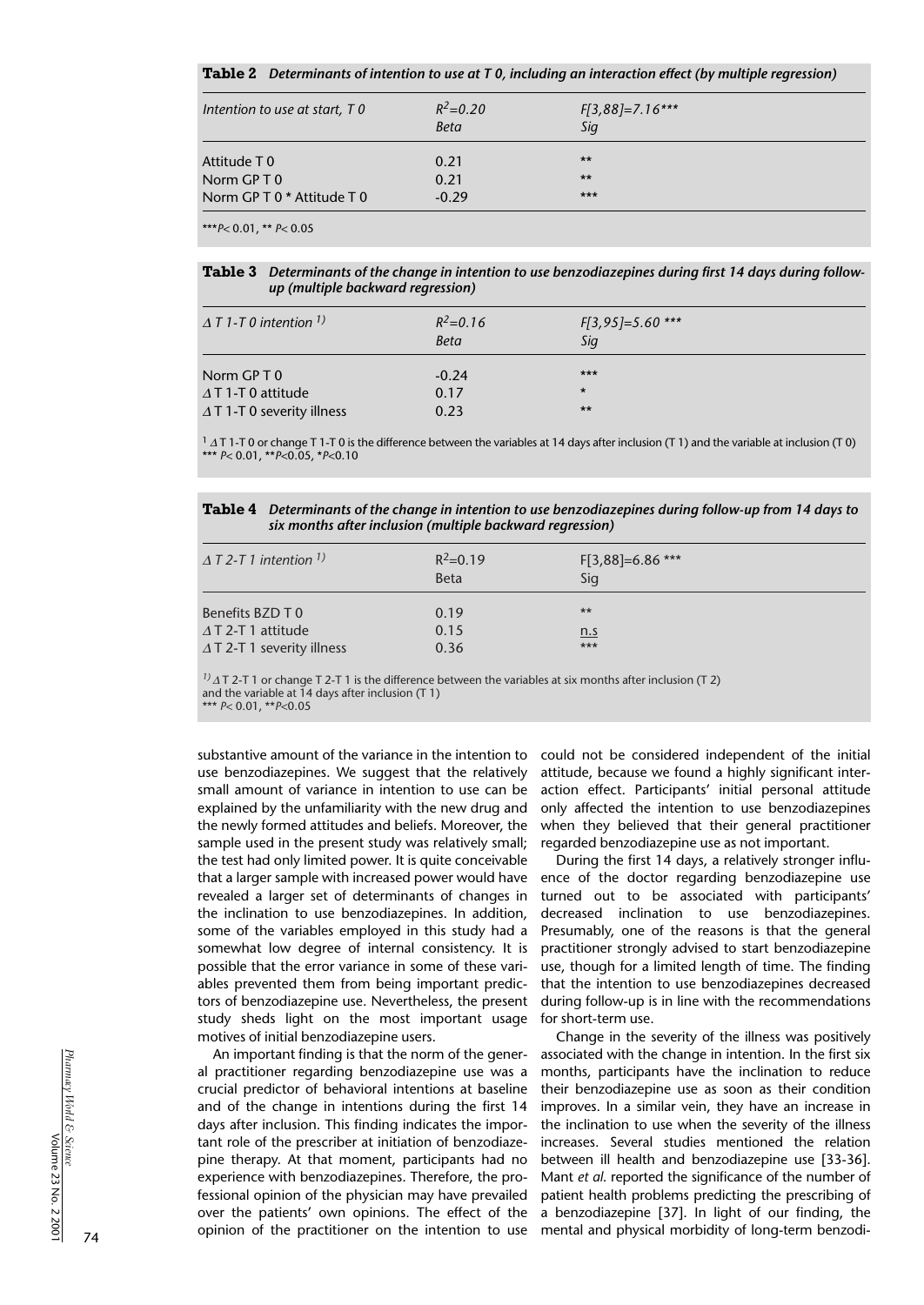**Table 2** *Determinants of intention to use at T 0, including an interaction effect (by multiple regression)*

| *Intention to use at start, T 0* | $R^2$=0.20 *Beta* | *F[3,88]=7.16*** Sig* |
|---|---|---|
| Attitude T 0 | 0.21 | ** |
| Norm GP T 0 | 0.21 | ** |
| Norm GP T 0 * Attitude T 0 | -0.29 | *** |

***$P$< 0.01, ** $P$< 0.05

**Table 3** *Determinants of the change in intention to use benzodiazepines during first 14 days during follow-up (multiple backward regression)*

| *Δ T 1-T 0 intention [1]* | $R^2$=0.16 *Beta* | *F[3,95]=5.60 *** Sig* |
|---|---|---|
| Norm GP T 0 | -0.24 | *** |
| Δ T 1-T 0 attitude | 0.17 | * |
| Δ T 1-T 0 severity illness | 0.23 | ** |

[1] Δ T 1-T 0 or change T 1-T 0 is the difference between the variables at 14 days after inclusion (T 1) and the variable at inclusion (T 0)
*** $P$< 0.01, **$P$<0.05, *$P$<0.10

**Table 4** *Determinants of the change in intention to use benzodiazepines during follow-up from 14 days to six months after inclusion (multiple backward regression)*

| *Δ T 2-T 1 intention [1]* | $R^2$=0.19 Beta | F[3,88]=6.86 *** Sig |
|---|---|---|
| Benefits BZD T 0 | 0.19 | ** |
| Δ T 2-T 1 attitude | 0.15 | n.s |
| Δ T 2-T 1 severity illness | 0.36 | *** |

[1] Δ T 2-T 1 or change T 2-T 1 is the difference between the variables at six months after inclusion (T 2) and the variable at 14 days after inclusion (T 1)
*** $P$< 0.01, **$P$<0.05

substantive amount of the variance in the intention to use benzodiazepines. We suggest that the relatively small amount of variance in intention to use can be explained by the unfamiliarity with the new drug and the newly formed attitudes and beliefs. Moreover, the sample used in the present study was relatively small; the test had only limited power. It is quite conceivable that a larger sample with increased power would have revealed a larger set of determinants of changes in the inclination to use benzodiazepines. In addition, some of the variables employed in this study had a somewhat low degree of internal consistency. It is possible that the error variance in some of these variables prevented them from being important predictors of benzodiazepine use. Nevertheless, the present study sheds light on the most important usage motives of initial benzodiazepine users.

An important finding is that the norm of the general practitioner regarding benzodiazepine use was a crucial predictor of behavioral intentions at baseline and of the change in intentions during the first 14 days after inclusion. This finding indicates the important role of the prescriber at initiation of benzodiazepine therapy. At that moment, participants had no experience with benzodiazepines. Therefore, the professional opinion of the physician may have prevailed over the patients' own opinions. The effect of the opinion of the practitioner on the intention to use could not be considered independent of the initial attitude, because we found a highly significant interaction effect. Participants' initial personal attitude only affected the intention to use benzodiazepines when they believed that their general practitioner regarded benzodiazepine use as not important.

During the first 14 days, a relatively stronger influence of the doctor regarding benzodiazepine use turned out to be associated with participants' decreased inclination to use benzodiazepines. Presumably, one of the reasons is that the general practitioner strongly advised to start benzodiazepine use, though for a limited length of time. The finding that the intention to use benzodiazepines decreased during follow-up is in line with the recommendations for short-term use.

Change in the severity of the illness was positively associated with the change in intention. In the first six months, participants have the inclination to reduce their benzodiazepine use as soon as their condition improves. In a similar vein, they have an increase in the inclination to use when the severity of the illness increases. Several studies mentioned the relation between ill health and benzodiazepine use [33-36]. Mant *et al.* reported the significance of the number of patient health problems predicting the prescribing of a benzodiazepine [37]. In light of our finding, the mental and physical morbidity of long-term benzodi-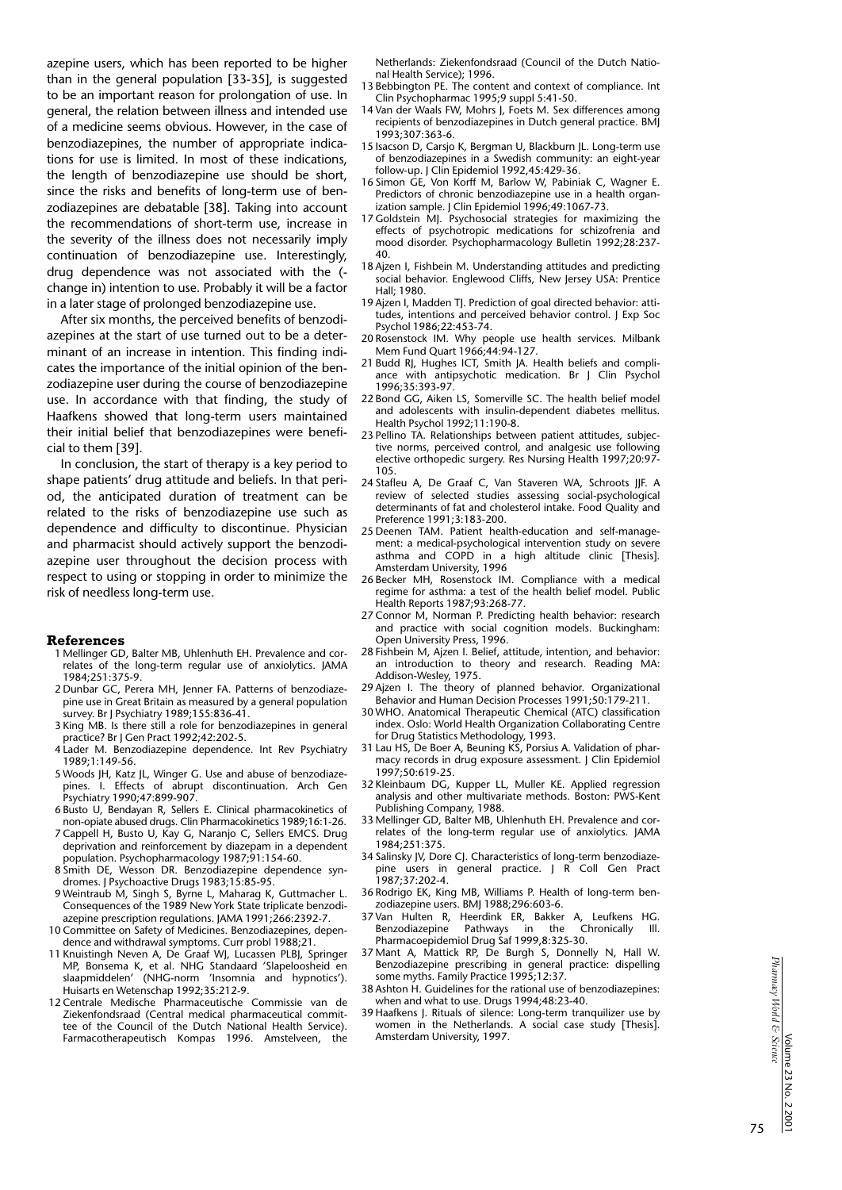azepine users, which has been reported to be higher than in the general population [33-35], is suggested to be an important reason for prolongation of use. In general, the relation between illness and intended use of a medicine seems obvious. However, in the case of benzodiazepines, the number of appropriate indications for use is limited. In most of these indications, the length of benzodiazepine use should be short, since the risks and benefits of long-term use of benzodiazepines are debatable [38]. Taking into account the recommendations of short-term use, increase in the severity of the illness does not necessarily imply continuation of benzodiazepine use. Interestingly, drug dependence was not associated with the (-change in) intention to use. Probably it will be a factor in a later stage of prolonged benzodiazepine use.

After six months, the perceived benefits of benzodiazepines at the start of use turned out to be a determinant of an increase in intention. This finding indicates the importance of the initial opinion of the benzodiazepine user during the course of benzodiazepine use. In accordance with that finding, the study of Haafkens showed that long-term users maintained their initial belief that benzodiazepines were beneficial to them [39].

In conclusion, the start of therapy is a key period to shape patients' drug attitude and beliefs. In that period, the anticipated duration of treatment can be related to the risks of benzodiazepine use such as dependence and difficulty to discontinue. Physician and pharmacist should actively support the benzodiazepine user throughout the decision process with respect to using or stopping in order to minimize the risk of needless long-term use.

## References

1 Mellinger GD, Balter MB, Uhlenhuth EH. Prevalence and correlates of the long-term regular use of anxiolytics. JAMA 1984;251:375-9.
2 Dunbar GC, Perera MH, Jenner FA. Patterns of benzodiazepine use in Great Britain as measured by a general population survey. Br J Psychiatry 1989;155:836-41.
3 King MB. Is there still a role for benzodiazepines in general practice? Br J Gen Pract 1992;42:202-5.
4 Lader M. Benzodiazepine dependence. Int Rev Psychiatry 1989;1:149-56.
5 Woods JH, Katz JL, Winger G. Use and abuse of benzodiazepines. I. Effects of abrupt discontinuation. Arch Gen Psychiatry 1990;47:899-907.
6 Busto U, Bendayan R, Sellers E. Clinical pharmacokinetics of non-opiate abused drugs. Clin Pharmacokinetics 1989;16:1-26.
7 Cappell H, Busto U, Kay G, Naranjo C, Sellers EMCS. Drug deprivation and reinforcement by diazepam in a dependent population. Psychopharmacology 1987;91:154-60.
8 Smith DE, Wesson DR. Benzodiazepine dependence syndromes. J Psychoactive Drugs 1983;15:85-95.
9 Weintraub M, Singh S, Byrne L, Maharag K, Guttmacher L. Consequences of the 1989 New York State triplicate benzodiazepine prescription regulations. JAMA 1991;266:2392-7.
10 Committee on Safety of Medicines. Benzodiazepines, dependence and withdrawal symptoms. Curr probl 1988;21.
11 Knuistingh Neven A, De Graaf WJ, Lucassen PLBJ, Springer MP, Bonsema K, et al. NHG Standaard 'Slapeloosheid en slaapmiddelen' (NHG-norm 'Insomnia and hypnotics'). Huisarts en Wetenschap 1992;35:212-9.
12 Centrale Medische Pharmaceutische Commissie van de Ziekenfondsraad (Central medical pharmaceutical committee of the Council of the Dutch National Health Service). Farmacotherapeutisch Kompas 1996. Amstelveen, the Netherlands: Ziekenfondsraad (Council of the Dutch National Health Service); 1996.
13 Bebbington PE. The content and context of compliance. Int Clin Psychopharmac 1995;9 suppl 5:41-50.
14 Van der Waals FW, Mohrs J, Foets M. Sex differences among recipients of benzodiazepines in Dutch general practice. BMJ 1993;307:363-6.
15 Isacson D, Carsjo K, Bergman U, Blackburn JL. Long-term use of benzodiazepines in a Swedish community: an eight-year follow-up. J Clin Epidemiol 1992,45:429-36.
16 Simon GE, Von Korff M, Barlow W, Pabiniak C, Wagner E. Predictors of chronic benzodiazepine use in a health organization sample. J Clin Epidemiol 1996;49:1067-73.
17 Goldstein MJ. Psychosocial strategies for maximizing the effects of psychotropic medications for schizofrenia and mood disorder. Psychopharmacology Bulletin 1992;28:237-40.
18 Ajzen I, Fishbein M. Understanding attitudes and predicting social behavior. Englewood Cliffs, New Jersey USA: Prentice Hall; 1980.
19 Ajzen I, Madden TJ. Prediction of goal directed behavior: attitudes, intentions and perceived behavior control. J Exp Soc Psychol 1986;22:453-74.
20 Rosenstock IM. Why people use health services. Milbank Mem Fund Quart 1966;44:94-127.
21 Budd RJ, Hughes ICT, Smith JA. Health beliefs and compliance with antipsychotic medication. Br J Clin Psychol 1996;35:393-97.
22 Bond GG, Aiken LS, Somerville SC. The health belief model and adolescents with insulin-dependent diabetes mellitus. Health Psychol 1992;11:190-8.
23 Pellino TA. Relationships between patient attitudes, subjective norms, perceived control, and analgesic use following elective orthopedic surgery. Res Nursing Health 1997;20:97-105.
24 Stafleu A, De Graaf C, Van Staveren WA, Schroots JJF. A review of selected studies assessing social-psychological determinants of fat and cholesterol intake. Food Quality and Preference 1991;3:183-200.
25 Deenen TAM. Patient health-education and self-management: a medical-psychological intervention study on severe asthma and COPD in a high altitude clinic [Thesis]. Amsterdam University, 1996
26 Becker MH, Rosenstock IM. Compliance with a medical regime for asthma: a test of the health belief model. Public Health Reports 1987;93:268-77.
27 Connor M, Norman P. Predicting health behavior: research and practice with social cognition models. Buckingham: Open University Press, 1996.
28 Fishbein M, Ajzen I. Belief, attitude, intention, and behavior: an introduction to theory and research. Reading MA: Addison-Wesley, 1975.
29 Ajzen I. The theory of planned behavior. Organizational Behavior and Human Decision Processes 1991;50:179-211.
30 WHO. Anatomical Therapeutic Chemical (ATC) classification index. Oslo: World Health Organization Collaborating Centre for Drug Statistics Methodology, 1993.
31 Lau HS, De Boer A, Beuning KS, Porsius A. Validation of pharmacy records in drug exposure assessment. J Clin Epidemiol 1997;50:619-25.
32 Kleinbaum DG, Kupper LL, Muller KE. Applied regression analysis and other multivariate methods. Boston: PWS-Kent Publishing Company, 1988.
33 Mellinger GD, Balter MB, Uhlenhuth EH. Prevalence and correlates of the long-term regular use of anxiolytics. JAMA 1984;251:375.
34 Salinsky JV, Dore CJ. Characteristics of long-term benzodiazepine users in general practice. J R Coll Gen Pract 1987;37:202-4.
36 Rodrigo EK, King MB, Williams P. Health of long-term benzodiazepine users. BMJ 1988;296:603-6.
37 Van Hulten R, Heerdink ER, Bakker A, Leufkens HG. Benzodiazepine Pathways in the Chronically Ill. Pharmacoepidemiol Drug Saf 1999,8:325-30.
37 Mant A, Mattick RP, De Burgh S, Donnelly N, Hall W. Benzodiazepine prescribing in general practice: dispelling some myths. Family Practice 1995;12:37.
38 Ashton H. Guidelines for the rational use of benzodiazepines: when and what to use. Drugs 1994;48:23-40.
39 Haafkens J. Rituals of silence: Long-term tranquilizer use by women in the Netherlands. A social case study [Thesis]. Amsterdam University, 1997.